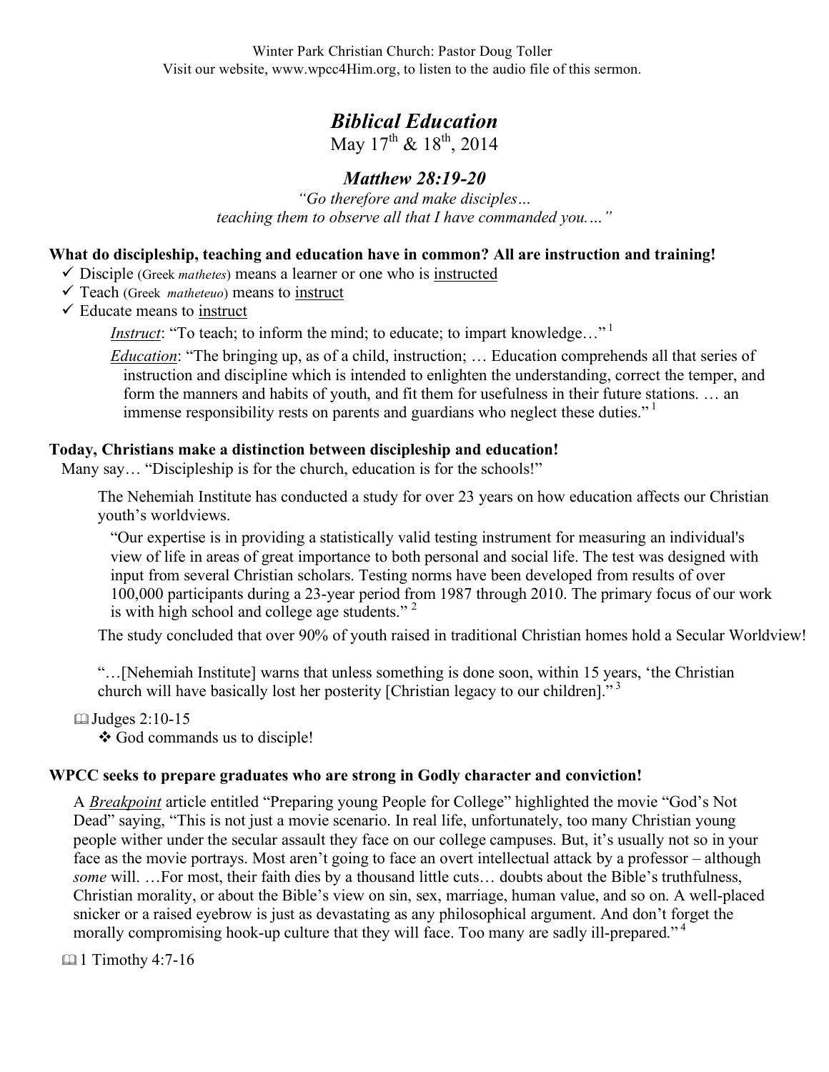Winter Park Christian Church: Pastor Doug Toller
Visit our website, www.wpcc4Him.org, to listen to the audio file of this sermon.

# *Biblical Education*

May 17th & 18th, 2014

## *Matthew 28:19-20*

*"Go therefore and make disciples… teaching them to observe all that I have commanded you.…"*

**What do discipleship, teaching and education have in common? All are instruction and training!**

- ✓ Disciple (Greek *mathetes*) means a learner or one who is instructed
- ✓ Teach (Greek *matheteuo*) means to instruct
- ✓ Educate means to instruct

*Instruct*: "To teach; to inform the mind; to educate; to impart knowledge…" [1]

*Education*: "The bringing up, as of a child, instruction; … Education comprehends all that series of instruction and discipline which is intended to enlighten the understanding, correct the temper, and form the manners and habits of youth, and fit them for usefulness in their future stations. … an immense responsibility rests on parents and guardians who neglect these duties." [1]

**Today, Christians make a distinction between discipleship and education!**

Many say… "Discipleship is for the church, education is for the schools!"

The Nehemiah Institute has conducted a study for over 23 years on how education affects our Christian youth's worldviews.

"Our expertise is in providing a statistically valid testing instrument for measuring an individual's view of life in areas of great importance to both personal and social life. The test was designed with input from several Christian scholars. Testing norms have been developed from results of over 100,000 participants during a 23-year period from 1987 through 2010. The primary focus of our work is with high school and college age students." [2]

The study concluded that over 90% of youth raised in traditional Christian homes hold a Secular Worldview!

"…[Nehemiah Institute] warns that unless something is done soon, within 15 years, 'the Christian church will have basically lost her posterity [Christian legacy to our children]." [3]

📖 Judges 2:10-15

❖ God commands us to disciple!

**WPCC seeks to prepare graduates who are strong in Godly character and conviction!**

A *Breakpoint* article entitled "Preparing young People for College" highlighted the movie "God's Not Dead" saying, "This is not just a movie scenario. In real life, unfortunately, too many Christian young people wither under the secular assault they face on our college campuses. But, it's usually not so in your face as the movie portrays. Most aren't going to face an overt intellectual attack by a professor – although *some* will. …For most, their faith dies by a thousand little cuts… doubts about the Bible's truthfulness, Christian morality, or about the Bible's view on sin, sex, marriage, human value, and so on. A well-placed snicker or a raised eyebrow is just as devastating as any philosophical argument. And don't forget the morally compromising hook-up culture that they will face. Too many are sadly ill-prepared." [4]

📖 1 Timothy 4:7-16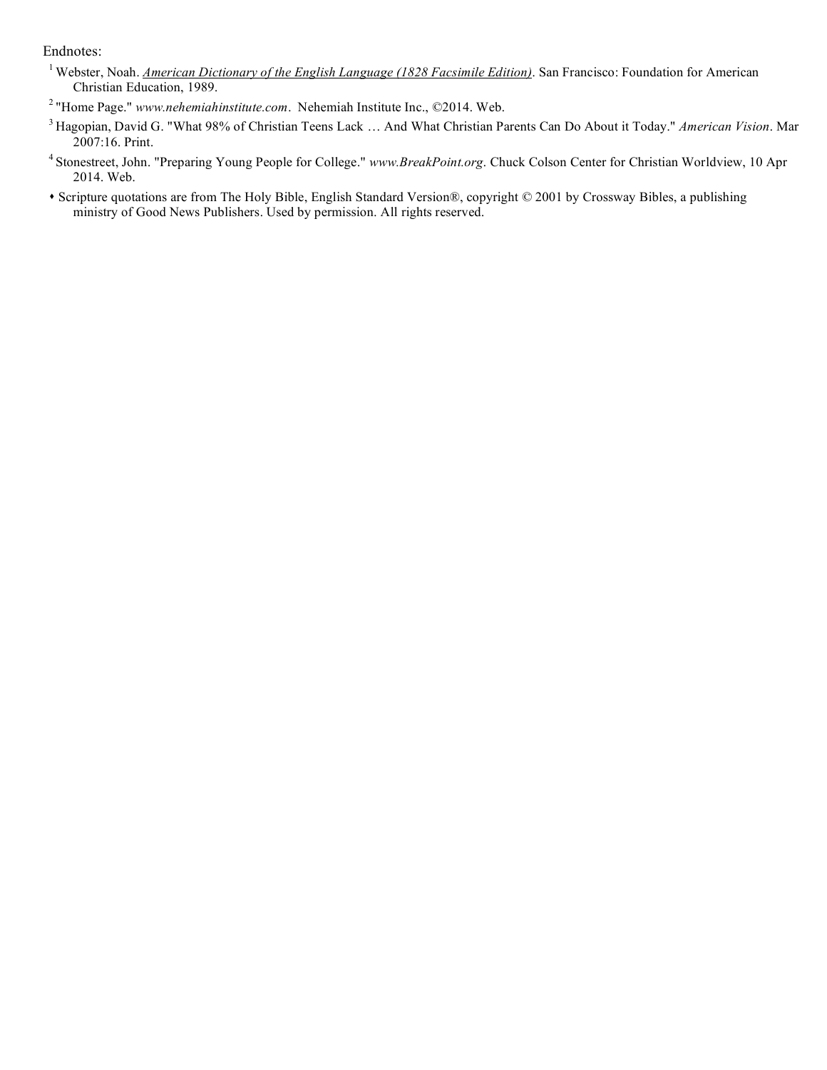Endnotes:

[1] Webster, Noah. *American Dictionary of the English Language (1828 Facsimile Edition)*. San Francisco: Foundation for American Christian Education, 1989.

[2] "Home Page." *www.nehemiahinstitute.com*. Nehemiah Institute Inc., ©2014. Web.

[3] Hagopian, David G. "What 98% of Christian Teens Lack … And What Christian Parents Can Do About it Today." *American Vision*. Mar 2007:16. Print.

[4] Stonestreet, John. "Preparing Young People for College." *www.BreakPoint.org*. Chuck Colson Center for Christian Worldview, 10 Apr 2014. Web.

- Scripture quotations are from The Holy Bible, English Standard Version®, copyright © 2001 by Crossway Bibles, a publishing ministry of Good News Publishers. Used by permission. All rights reserved.